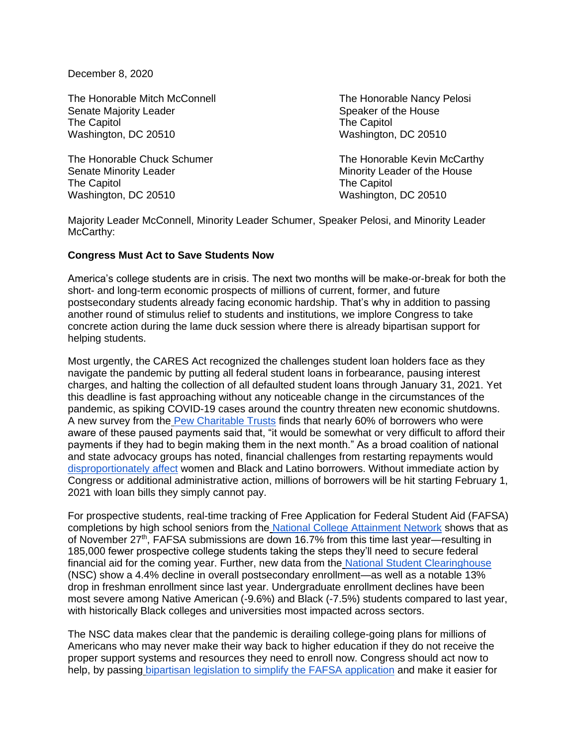December 8, 2020

The Honorable Mitch McConnell
Senate Majority Leader
The Capitol
Washington, DC 20510

The Honorable Chuck Schumer
Senate Minority Leader
The Capitol
Washington, DC 20510

The Honorable Nancy Pelosi
Speaker of the House
The Capitol
Washington, DC 20510

The Honorable Kevin McCarthy
Minority Leader of the House
The Capitol
Washington, DC 20510

Majority Leader McConnell, Minority Leader Schumer, Speaker Pelosi, and Minority Leader McCarthy:

**Congress Must Act to Save Students Now**

America's college students are in crisis. The next two months will be make-or-break for both the short- and long-term economic prospects of millions of current, former, and future postsecondary students already facing economic hardship. That's why in addition to passing another round of stimulus relief to students and institutions, we implore Congress to take concrete action during the lame duck session where there is already bipartisan support for helping students.

Most urgently, the CARES Act recognized the challenges student loan holders face as they navigate the pandemic by putting all federal student loans in forbearance, pausing interest charges, and halting the collection of all defaulted student loans through January 31, 2021. Yet this deadline is fast approaching without any noticeable change in the circumstances of the pandemic, as spiking COVID-19 cases around the country threaten new economic shutdowns. A new survey from the Pew Charitable Trusts finds that nearly 60% of borrowers who were aware of these paused payments said that, "it would be somewhat or very difficult to afford their payments if they had to begin making them in the next month." As a broad coalition of national and state advocacy groups has noted, financial challenges from restarting repayments would disproportionately affect women and Black and Latino borrowers. Without immediate action by Congress or additional administrative action, millions of borrowers will be hit starting February 1, 2021 with loan bills they simply cannot pay.

For prospective students, real-time tracking of Free Application for Federal Student Aid (FAFSA) completions by high school seniors from the National College Attainment Network shows that as of November 27th, FAFSA submissions are down 16.7% from this time last year—resulting in 185,000 fewer prospective college students taking the steps they'll need to secure federal financial aid for the coming year. Further, new data from the National Student Clearinghouse (NSC) show a 4.4% decline in overall postsecondary enrollment—as well as a notable 13% drop in freshman enrollment since last year. Undergraduate enrollment declines have been most severe among Native American (-9.6%) and Black (-7.5%) students compared to last year, with historically Black colleges and universities most impacted across sectors.

The NSC data makes clear that the pandemic is derailing college-going plans for millions of Americans who may never make their way back to higher education if they do not receive the proper support systems and resources they need to enroll now. Congress should act now to help, by passing bipartisan legislation to simplify the FAFSA application and make it easier for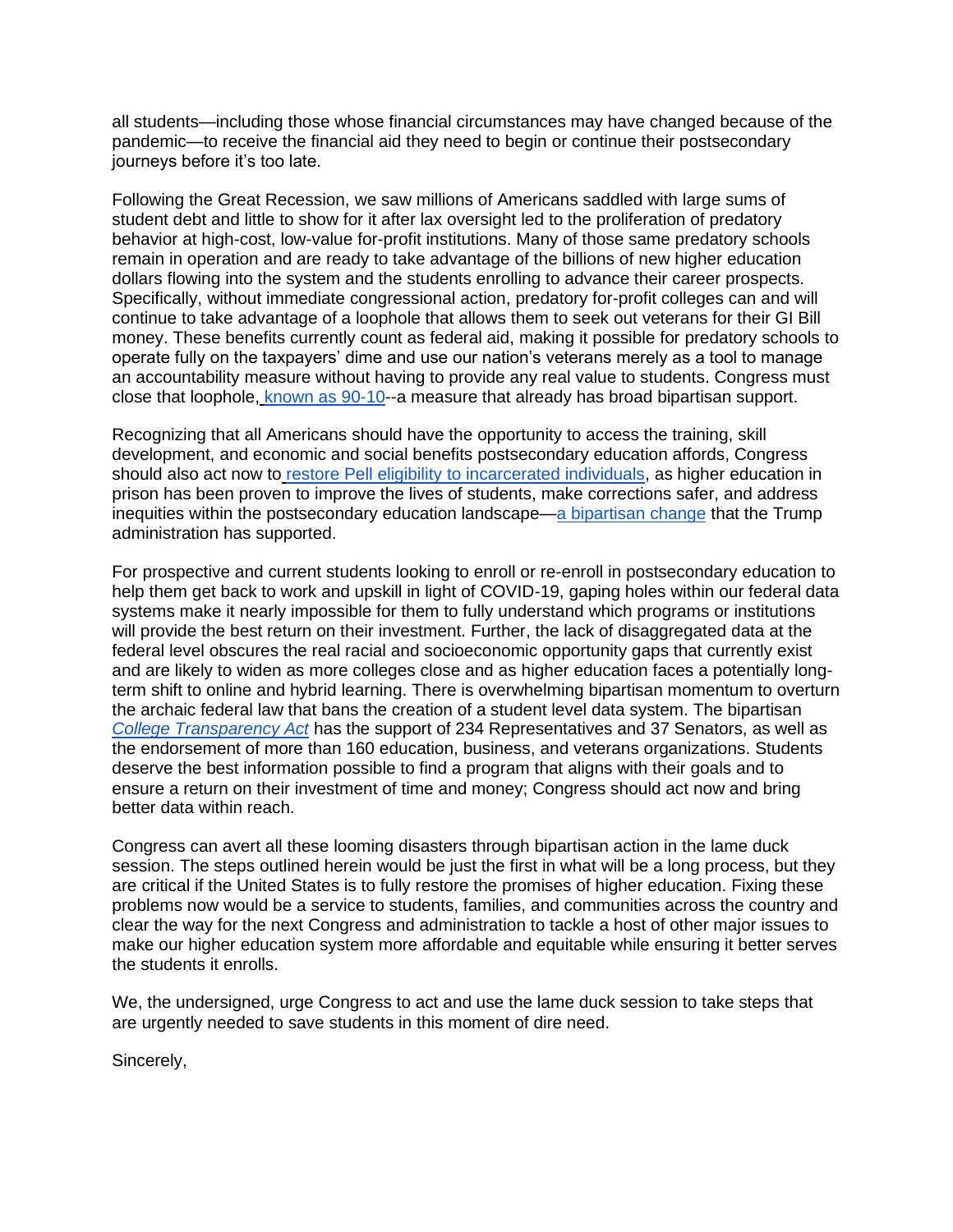all students—including those whose financial circumstances may have changed because of the pandemic—to receive the financial aid they need to begin or continue their postsecondary journeys before it's too late.

Following the Great Recession, we saw millions of Americans saddled with large sums of student debt and little to show for it after lax oversight led to the proliferation of predatory behavior at high-cost, low-value for-profit institutions. Many of those same predatory schools remain in operation and are ready to take advantage of the billions of new higher education dollars flowing into the system and the students enrolling to advance their career prospects. Specifically, without immediate congressional action, predatory for-profit colleges can and will continue to take advantage of a loophole that allows them to seek out veterans for their GI Bill money. These benefits currently count as federal aid, making it possible for predatory schools to operate fully on the taxpayers' dime and use our nation's veterans merely as a tool to manage an accountability measure without having to provide any real value to students. Congress must close that loophole, known as 90-10--a measure that already has broad bipartisan support.

Recognizing that all Americans should have the opportunity to access the training, skill development, and economic and social benefits postsecondary education affords, Congress should also act now to restore Pell eligibility to incarcerated individuals, as higher education in prison has been proven to improve the lives of students, make corrections safer, and address inequities within the postsecondary education landscape—a bipartisan change that the Trump administration has supported.

For prospective and current students looking to enroll or re-enroll in postsecondary education to help them get back to work and upskill in light of COVID-19, gaping holes within our federal data systems make it nearly impossible for them to fully understand which programs or institutions will provide the best return on their investment. Further, the lack of disaggregated data at the federal level obscures the real racial and socioeconomic opportunity gaps that currently exist and are likely to widen as more colleges close and as higher education faces a potentially long-term shift to online and hybrid learning. There is overwhelming bipartisan momentum to overturn the archaic federal law that bans the creation of a student level data system. The bipartisan *College Transparency Act* has the support of 234 Representatives and 37 Senators, as well as the endorsement of more than 160 education, business, and veterans organizations. Students deserve the best information possible to find a program that aligns with their goals and to ensure a return on their investment of time and money; Congress should act now and bring better data within reach.

Congress can avert all these looming disasters through bipartisan action in the lame duck session. The steps outlined herein would be just the first in what will be a long process, but they are critical if the United States is to fully restore the promises of higher education. Fixing these problems now would be a service to students, families, and communities across the country and clear the way for the next Congress and administration to tackle a host of other major issues to make our higher education system more affordable and equitable while ensuring it better serves the students it enrolls.

We, the undersigned, urge Congress to act and use the lame duck session to take steps that are urgently needed to save students in this moment of dire need.

Sincerely,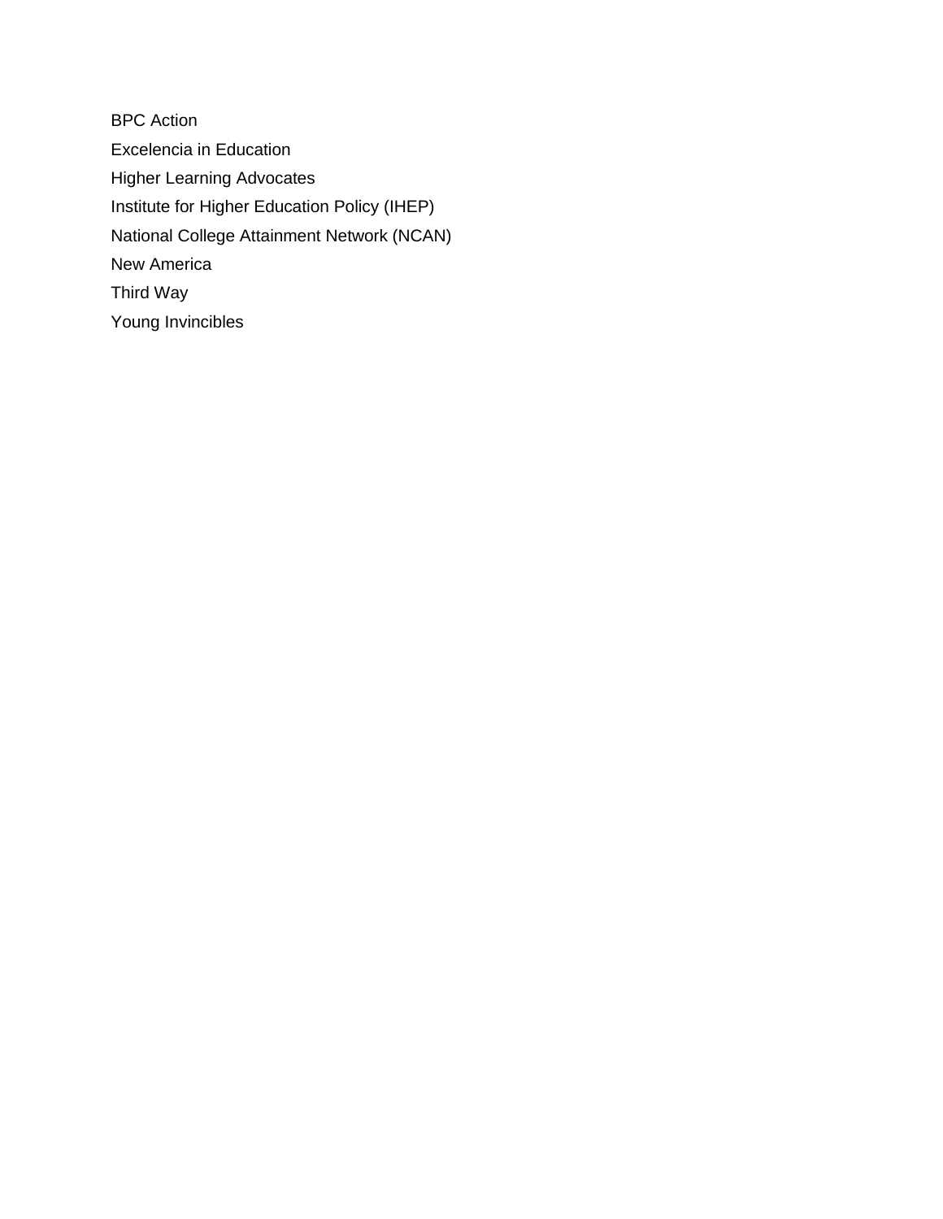BPC Action

Excelencia in Education

Higher Learning Advocates

Institute for Higher Education Policy (IHEP)

National College Attainment Network (NCAN)

New America

Third Way

Young Invincibles